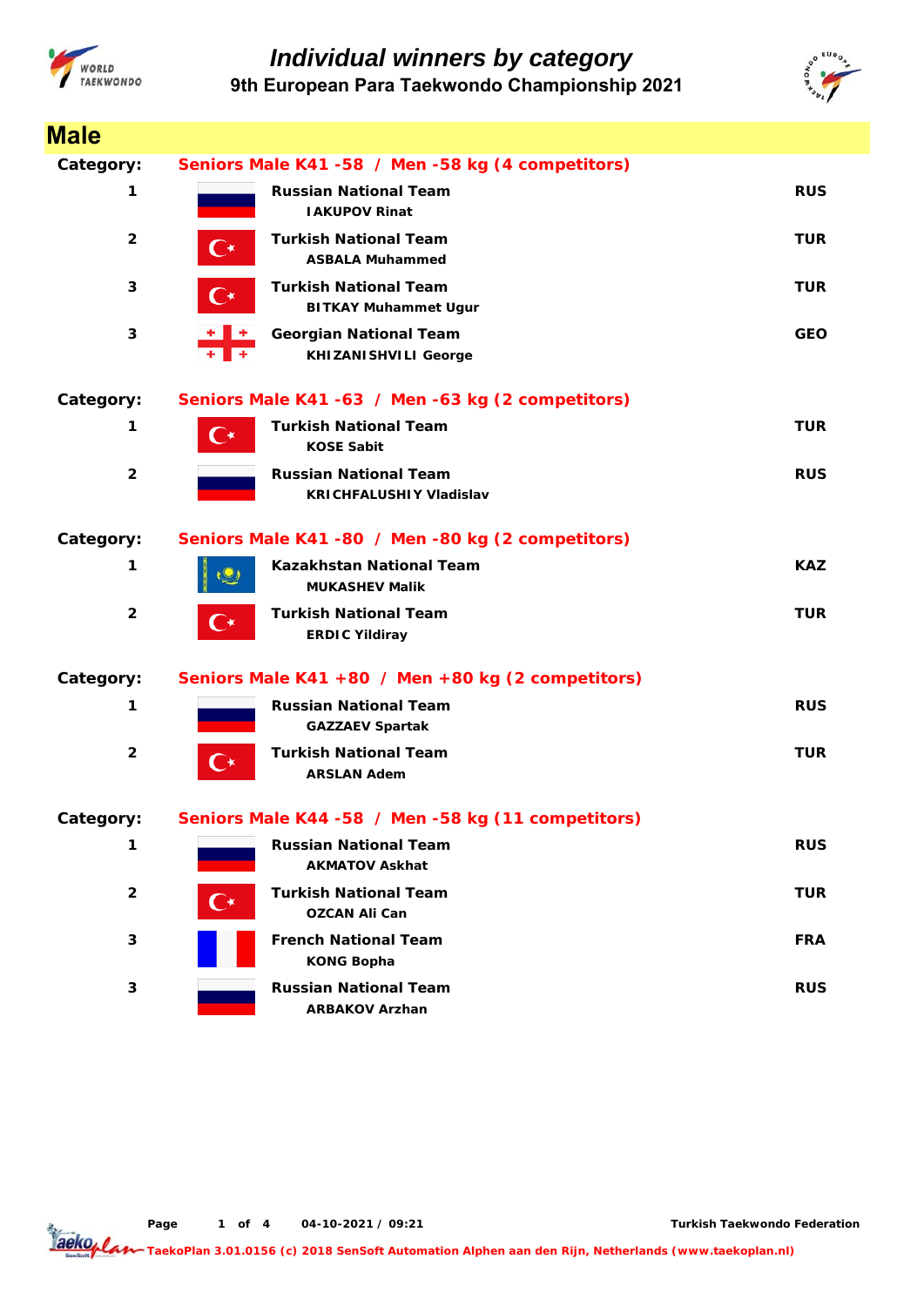# Individual winners by category

## 9th European Para Taekwondo Championship 2021

## Male

**Category: Seniors Male K41 -58 / Men -58 kg (4 competitors)**

| Rank | Team / Athlete | Country |
|---|---|---|
| 1 | **Russian National Team** IAKUPOV Rinat | RUS |
| 2 | **Turkish National Team** ASBALA Muhammed | TUR |
| 3 | **Turkish National Team** BITKAY Muhammet Ugur | TUR |
| 3 | **Georgian National Team** KHIZANISHVILI George | GEO |

**Category: Seniors Male K41 -63 / Men -63 kg (2 competitors)**

| Rank | Team / Athlete | Country |
|---|---|---|
| 1 | **Turkish National Team** KOSE Sabit | TUR |
| 2 | **Russian National Team** KRICHFALUSHIY Vladislav | RUS |

**Category: Seniors Male K41 -80 / Men -80 kg (2 competitors)**

| Rank | Team / Athlete | Country |
|---|---|---|
| 1 | **Kazakhstan National Team** MUKASHEV Malik | KAZ |
| 2 | **Turkish National Team** ERDIC Yildiray | TUR |

**Category: Seniors Male K41 +80 / Men +80 kg (2 competitors)**

| Rank | Team / Athlete | Country |
|---|---|---|
| 1 | **Russian National Team** GAZZAEV Spartak | RUS |
| 2 | **Turkish National Team** ARSLAN Adem | TUR |

**Category: Seniors Male K44 -58 / Men -58 kg (11 competitors)**

| Rank | Team / Athlete | Country |
|---|---|---|
| 1 | **Russian National Team** AKMATOV Askhat | RUS |
| 2 | **Turkish National Team** OZCAN Ali Can | TUR |
| 3 | **French National Team** KONG Bopha | FRA |
| 3 | **Russian National Team** ARBAKOV Arzhan | RUS |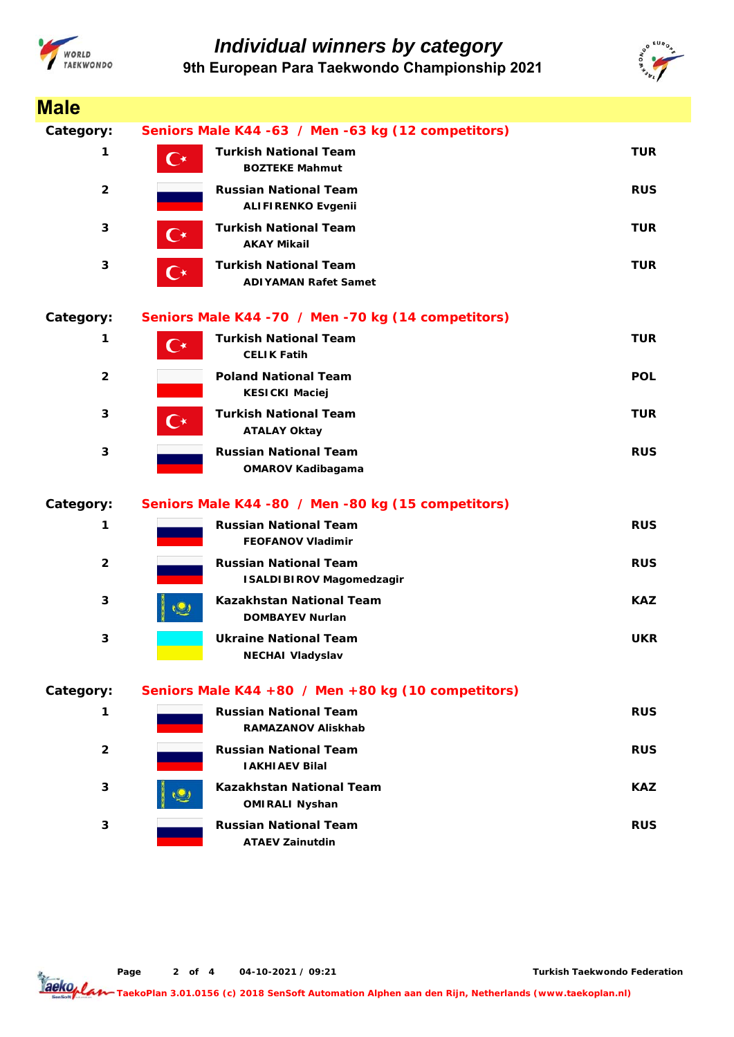# Individual winners by category

## 9th European Para Taekwondo Championship 2021

## Male

**Category: Seniors Male K44 -63 / Men -63 kg (12 competitors)**

| Place | Team | Name | Country |
|---|---|---|---|
| 1 | Turkish National Team | BOZTEKE Mahmut | TUR |
| 2 | Russian National Team | ALIFIRENKO Evgenii | RUS |
| 3 | Turkish National Team | AKAY Mikail | TUR |
| 3 | Turkish National Team | ADIYAMAN Rafet Samet | TUR |

**Category: Seniors Male K44 -70 / Men -70 kg (14 competitors)**

| Place | Team | Name | Country |
|---|---|---|---|
| 1 | Turkish National Team | CELIK Fatih | TUR |
| 2 | Poland National Team | KESICKI Maciej | POL |
| 3 | Turkish National Team | ATALAY Oktay | TUR |
| 3 | Russian National Team | OMAROV Kadibagama | RUS |

**Category: Seniors Male K44 -80 / Men -80 kg (15 competitors)**

| Place | Team | Name | Country |
|---|---|---|---|
| 1 | Russian National Team | FEOFANOV Vladimir | RUS |
| 2 | Russian National Team | ISALDIBIROV Magomedzagir | RUS |
| 3 | Kazakhstan National Team | DOMBAYEV Nurlan | KAZ |
| 3 | Ukraine National Team | NECHAI Vladyslav | UKR |

**Category: Seniors Male K44 +80 / Men +80 kg (10 competitors)**

| Place | Team | Name | Country |
|---|---|---|---|
| 1 | Russian National Team | RAMAZANOV Aliskhab | RUS |
| 2 | Russian National Team | IAKHIAEV Bilal | RUS |
| 3 | Kazakhstan National Team | OMIRALI Nyshan | KAZ |
| 3 | Russian National Team | ATAEV Zainutdin | RUS |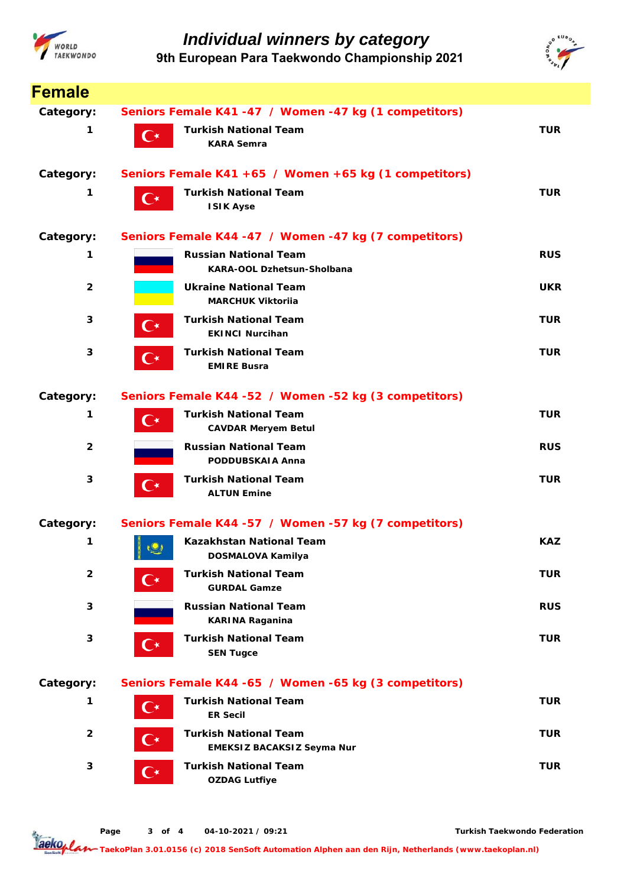# Individual winners by category

## 9th European Para Taekwondo Championship 2021

## Female

**Category: Seniors Female K41 -47 / Women -47 kg (1 competitors)**

| Place | Team / Athlete | Country |
|---|---|---|
| 1 | Turkish National Team<br>KARA Semra | TUR |

**Category: Seniors Female K41 +65 / Women +65 kg (1 competitors)**

| Place | Team / Athlete | Country |
|---|---|---|
| 1 | Turkish National Team<br>ISIK Ayse | TUR |

**Category: Seniors Female K44 -47 / Women -47 kg (7 competitors)**

| Place | Team / Athlete | Country |
|---|---|---|
| 1 | Russian National Team<br>KARA-OOL Dzhetsun-Sholbana | RUS |
| 2 | Ukraine National Team<br>MARCHUK Viktoriia | UKR |
| 3 | Turkish National Team<br>EKINCI Nurcihan | TUR |
| 3 | Turkish National Team<br>EMIRE Busra | TUR |

**Category: Seniors Female K44 -52 / Women -52 kg (3 competitors)**

| Place | Team / Athlete | Country |
|---|---|---|
| 1 | Turkish National Team<br>CAVDAR Meryem Betul | TUR |
| 2 | Russian National Team<br>PODDUBSKAIA Anna | RUS |
| 3 | Turkish National Team<br>ALTUN Emine | TUR |

**Category: Seniors Female K44 -57 / Women -57 kg (7 competitors)**

| Place | Team / Athlete | Country |
|---|---|---|
| 1 | Kazakhstan National Team<br>DOSMALOVA Kamilya | KAZ |
| 2 | Turkish National Team<br>GURDAL Gamze | TUR |
| 3 | Russian National Team<br>KARINA Raganina | RUS |
| 3 | Turkish National Team<br>SEN Tugce | TUR |

**Category: Seniors Female K44 -65 / Women -65 kg (3 competitors)**

| Place | Team / Athlete | Country |
|---|---|---|
| 1 | Turkish National Team<br>ER Secil | TUR |
| 2 | Turkish National Team<br>EMEKSIZ BACAKSIZ Seyma Nur | TUR |
| 3 | Turkish National Team<br>OZDAG Lutfiye | TUR |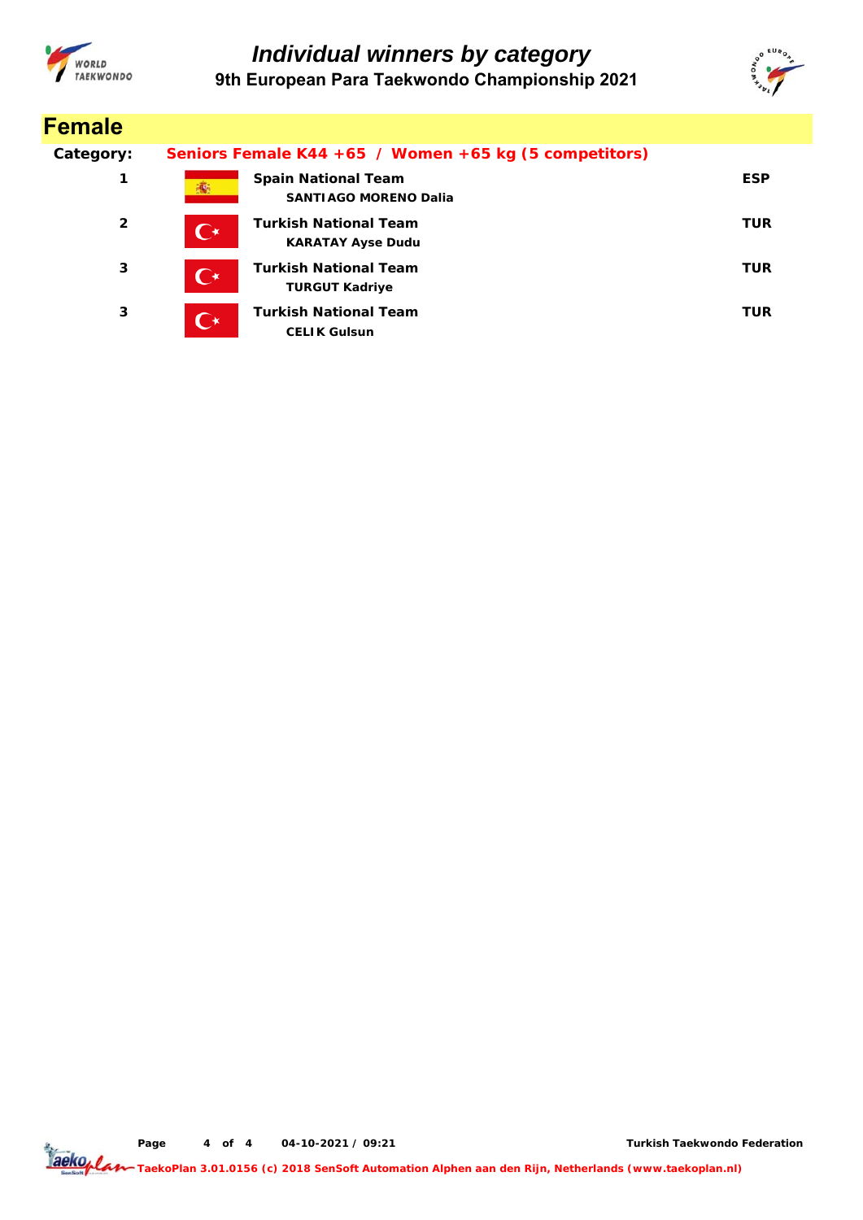# Individual winners by category

## 9th European Para Taekwondo Championship 2021

## Female

**Category:** **Seniors Female K44 +65 / Women +65 kg (5 competitors)**

| | | |
|---|---|---|
| 1 | **Spain National Team**<br>**SANTIAGO MORENO Dalia** | **ESP** |
| 2 | **Turkish National Team**<br>**KARATAY Ayse Dudu** | **TUR** |
| 3 | **Turkish National Team**<br>**TURGUT Kadriye** | **TUR** |
| 3 | **Turkish National Team**<br>**CELIK Gulsun** | **TUR** |